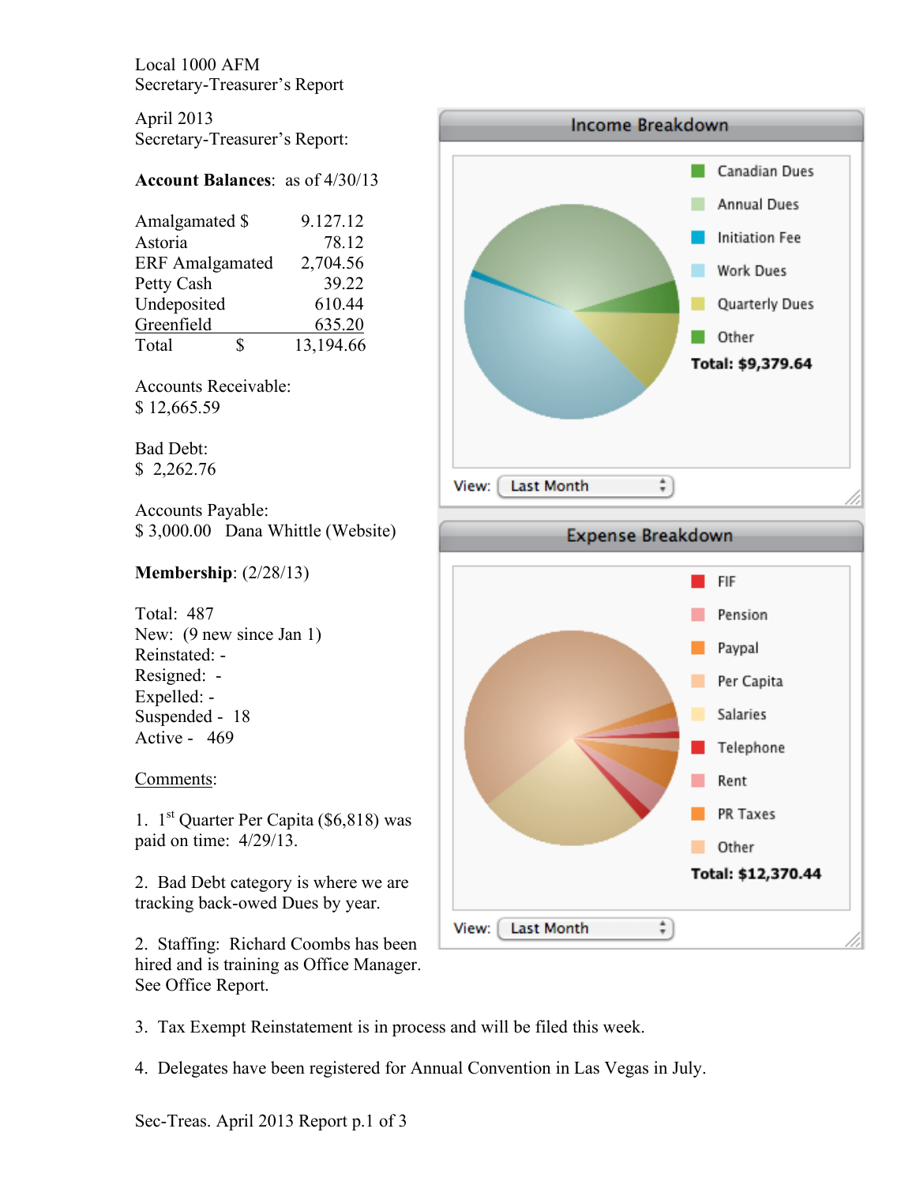Local 1000 AFM
Secretary-Treasurer's Report

April 2013
Secretary-Treasurer's Report:

**Account Balances**: as of 4/30/13

| | |
|---|---|
| Amalgamated $ | 9.127.12 |
| Astoria | 78.12 |
| ERF Amalgamated | 2,704.56 |
| Petty Cash | 39.22 |
| Undeposited | 610.44 |
| Greenfield | 635.20 |
| Total $ | 13,194.66 |

Accounts Receivable:
$ 12,665.59

Bad Debt:
$ 2,262.76

Accounts Payable:
$ 3,000.00 Dana Whittle (Website)

**Membership**: (2/28/13)

Total: 487
New: (9 new since Jan 1)
Reinstated: -
Resigned: -
Expelled: -
Suspended - 18
Active - 469

Income Breakdown

- Canadian Dues
- Annual Dues
- Initiation Fee
- Work Dues
- Quarterly Dues
- Other

**Total: $9,379.64**

View: Last Month

Expense Breakdown

- FIF
- Pension
- Paypal
- Per Capita
- Salaries
- Telephone
- Rent
- PR Taxes
- Other

**Total: $12,370.44**

View: Last Month

Comments:

1. 1st Quarter Per Capita ($6,818) was paid on time: 4/29/13.

2. Bad Debt category is where we are tracking back-owed Dues by year.

2. Staffing: Richard Coombs has been hired and is training as Office Manager. See Office Report.

3. Tax Exempt Reinstatement is in process and will be filed this week.

4. Delegates have been registered for Annual Convention in Las Vegas in July.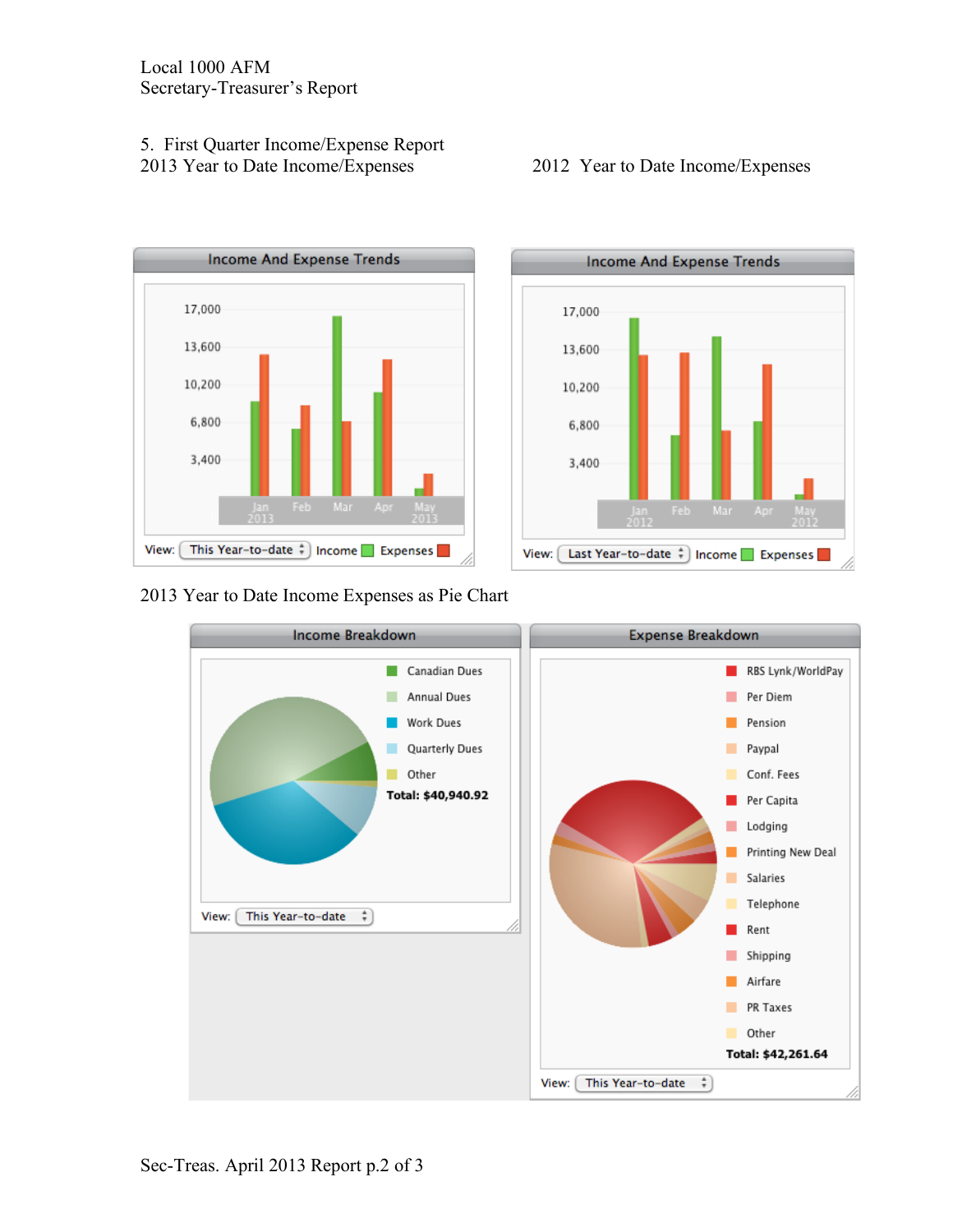Local 1000 AFM
Secretary-Treasurer's Report

5. First Quarter Income/Expense Report

2013 Year to Date Income/Expenses

**Income And Expense Trends**

17,000
13,600
10,200
6,800
3,400

Jan 2013 | Feb | Mar | Apr | May 2013

View: This Year-to-date | Income | Expenses

2012 Year to Date Income/Expenses

**Income And Expense Trends**

17,000
13,600
10,200
6,800
3,400

Jan 2012 | Feb | Mar | Apr | May 2012

View: Last Year-to-date | Income | Expenses

2013 Year to Date Income Expenses as Pie Chart

**Income Breakdown**

- Canadian Dues
- Annual Dues
- Work Dues
- Quarterly Dues
- Other

**Total: $40,940.92**

View: This Year-to-date

**Expense Breakdown**

- RBS Lynk/WorldPay
- Per Diem
- Pension
- Paypal
- Conf. Fees
- Per Capita
- Lodging
- Printing New Deal
- Salaries
- Telephone
- Rent
- Shipping
- Airfare
- PR Taxes
- Other

**Total: $42,261.64**

View: This Year-to-date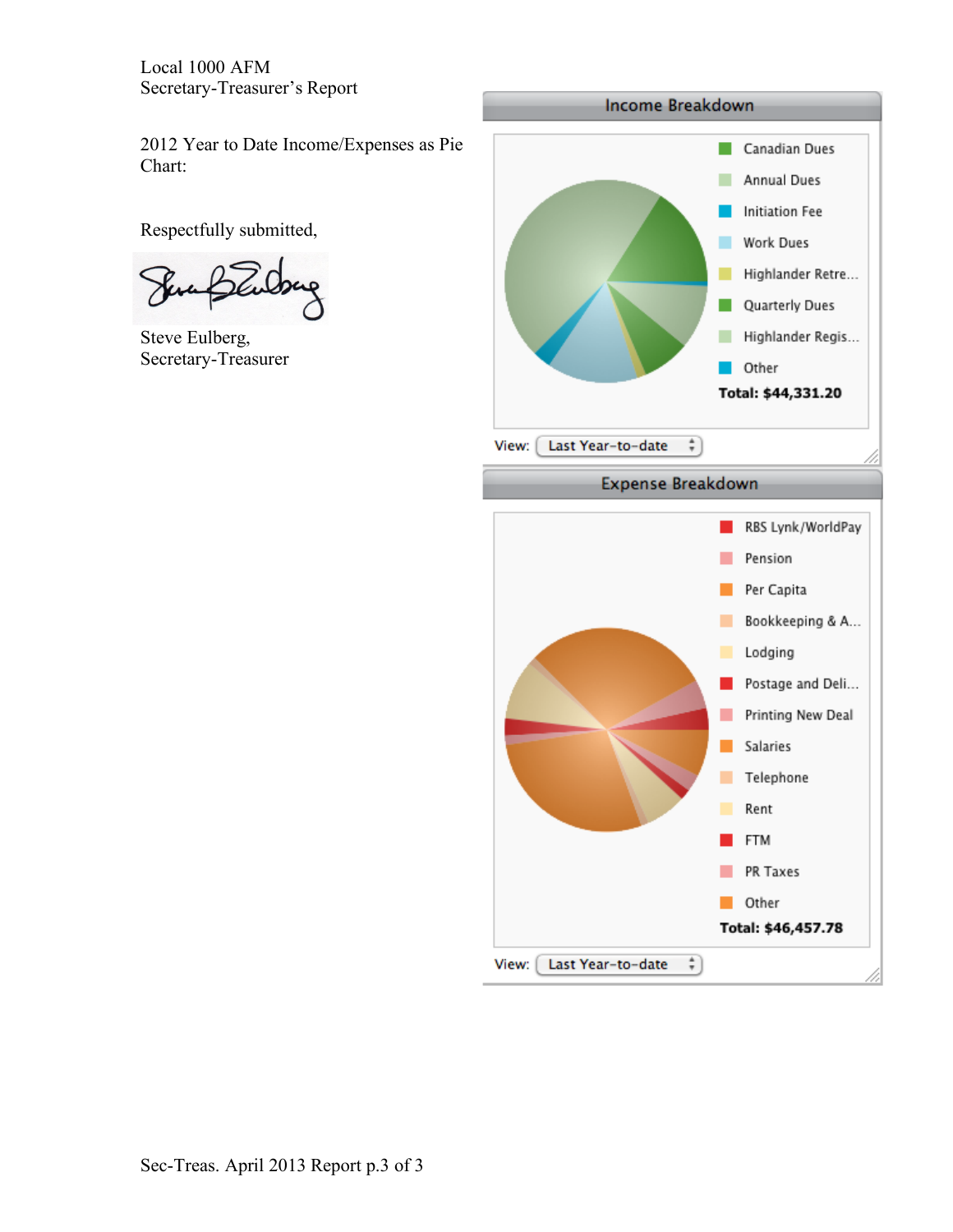Local 1000 AFM
Secretary-Treasurer's Report

2012 Year to Date Income/Expenses as Pie Chart:

Respectfully submitted,

Steve Eulberg,
Secretary-Treasurer

**Income Breakdown**

Canadian Dues
Annual Dues
Initiation Fee
Work Dues
Highlander Retre...
Quarterly Dues
Highlander Regis...
Other
**Total: $44,331.20**

View: Last Year-to-date

**Expense Breakdown**

RBS Lynk/WorldPay
Pension
Per Capita
Bookkeeping & A...
Lodging
Postage and Deli...
Printing New Deal
Salaries
Telephone
Rent
FTM
PR Taxes
Other
**Total: $46,457.78**

View: Last Year-to-date